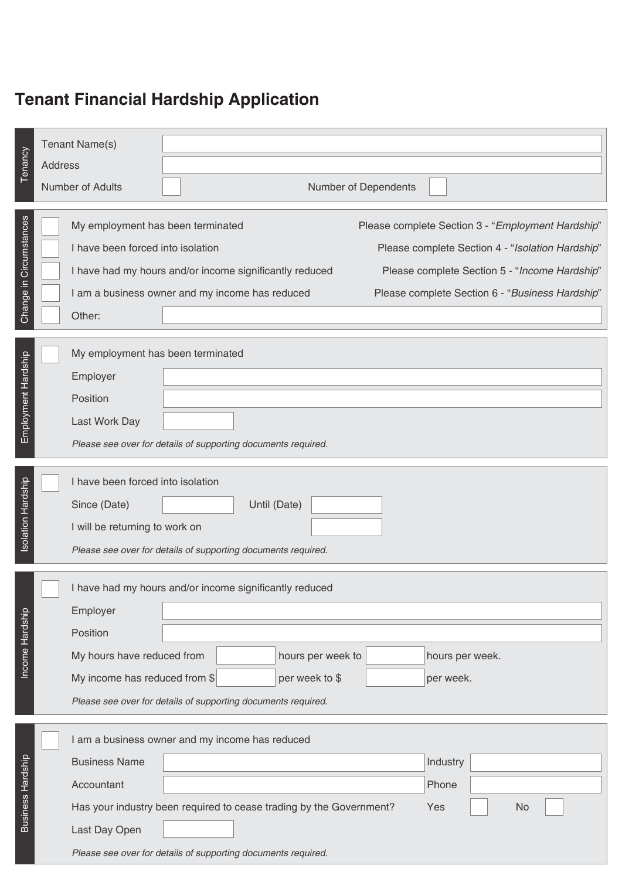# Tenant Financial Hardship Application

## Tenancy

| | |
|---|---|
| Tenant Name(s) | |
| Address | |
| Number of Adults | |
| Number of Dependents | |

## Change in Circumstances

- [ ] My employment has been terminated — Please complete Section 3 - "*Employment Hardship*"
- [ ] I have been forced into isolation — Please complete Section 4 - "*Isolation Hardship*"
- [ ] I have had my hours and/or income significantly reduced — Please complete Section 5 - "*Income Hardship*"
- [ ] I am a business owner and my income has reduced — Please complete Section 6 - "*Business Hardship*"
- [ ] Other: ____________________

## Employment Hardship

- [ ] My employment has been terminated

Employer: ____________________

Position: ____________________

Last Work Day: ____________________

*Please see over for details of supporting documents required.*

## Isolation Hardship

- [ ] I have been forced into isolation

Since (Date): __________ Until (Date): __________

I will be returning to work on __________

*Please see over for details of supporting documents required.*

## Income Hardship

- [ ] I have had my hours and/or income significantly reduced

Employer: ____________________

Position: ____________________

My hours have reduced from __________ hours per week to __________ hours per week.

My income has reduced from $__________ per week to $__________ per week.

*Please see over for details of supporting documents required.*

## Business Hardship

- [ ] I am a business owner and my income has reduced

Business Name: ____________________ Industry: __________

Accountant: ____________________ Phone: __________

Has your industry been required to cease trading by the Government? Yes [ ] No [ ]

Last Day Open: __________

*Please see over for details of supporting documents required.*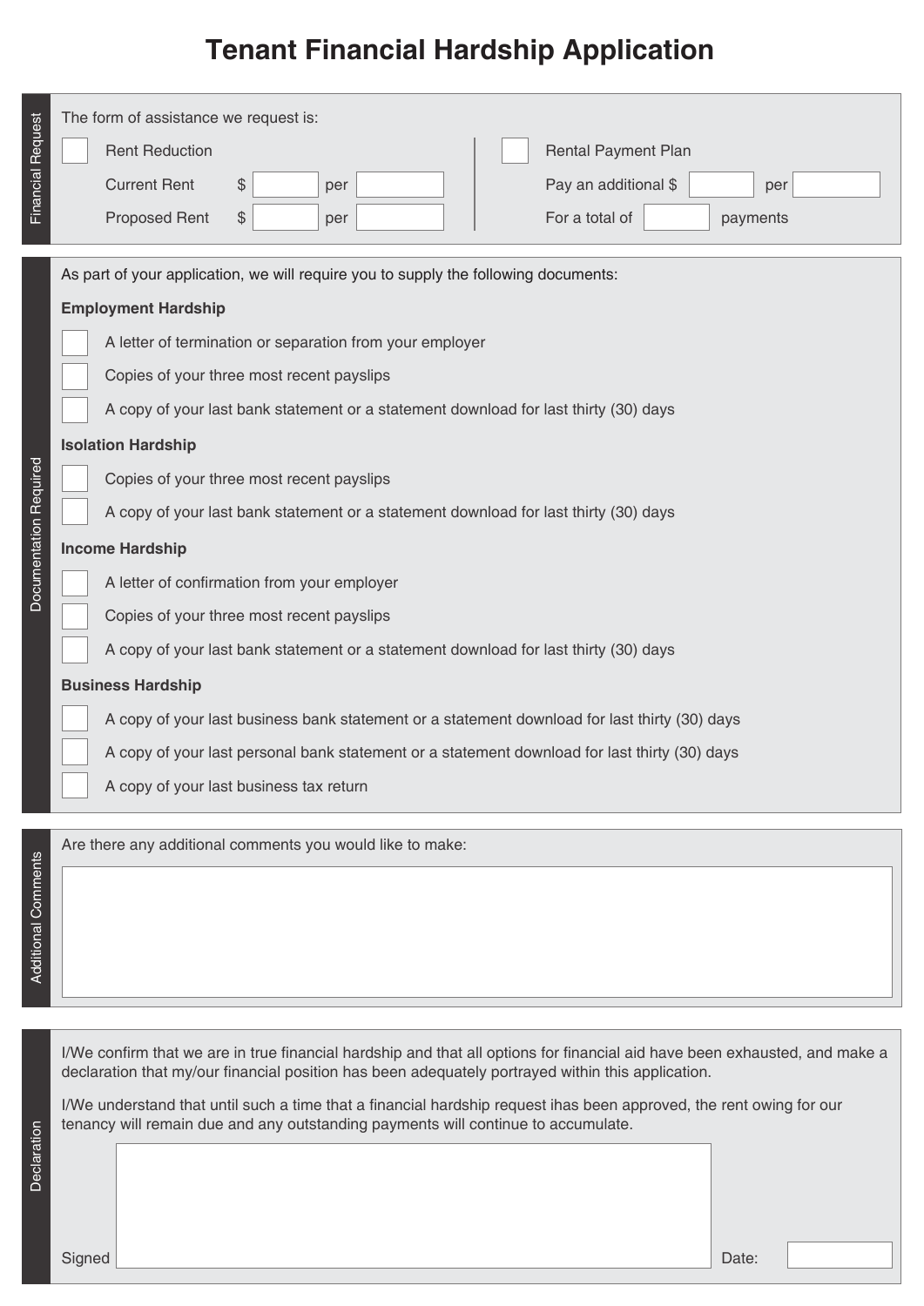# Tenant Financial Hardship Application

## Financial Request

The form of assistance we request is:

☐ Rent Reduction

Current Rent $ ______ per ______

Proposed Rent $ ______ per ______

☐ Rental Payment Plan

Pay an additional $ ______ per ______

For a total of ______ payments

## Documentation Required

As part of your application, we will require you to supply the following documents:

**Employment Hardship**

- ☐ A letter of termination or separation from your employer
- ☐ Copies of your three most recent payslips
- ☐ A copy of your last bank statement or a statement download for last thirty (30) days

**Isolation Hardship**

- ☐ Copies of your three most recent payslips
- ☐ A copy of your last bank statement or a statement download for last thirty (30) days

**Income Hardship**

- ☐ A letter of confirmation from your employer
- ☐ Copies of your three most recent payslips
- ☐ A copy of your last bank statement or a statement download for last thirty (30) days

**Business Hardship**

- ☐ A copy of your last business bank statement or a statement download for last thirty (30) days
- ☐ A copy of your last personal bank statement or a statement download for last thirty (30) days
- ☐ A copy of your last business tax return

## Additional Comments

Are there any additional comments you would like to make:

______

## Declaration

I/We confirm that we are in true financial hardship and that all options for financial aid have been exhausted, and make a declaration that my/our financial position has been adequately portrayed within this application.

I/We understand that until such a time that a financial hardship request ihas been approved, the rent owing for our tenancy will remain due and any outstanding payments will continue to accumulate.

Signed ______ Date: ______